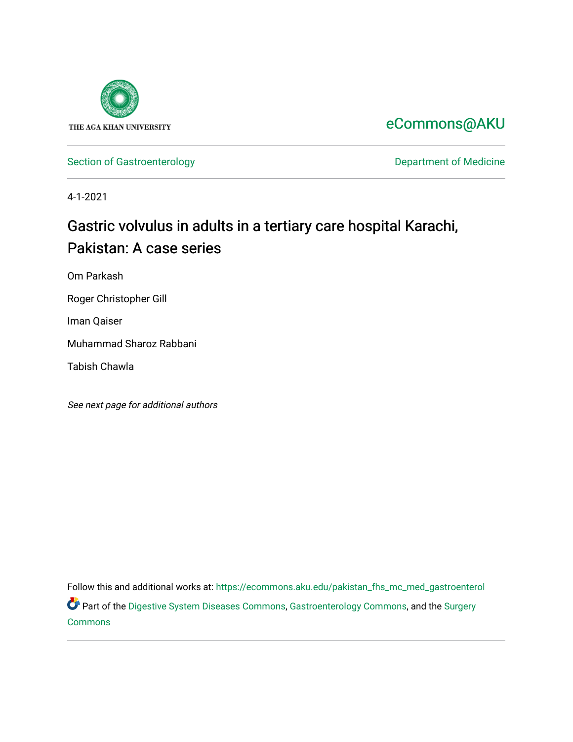THE AGA KHAN UNIVERSITY

eCommons@AKU

Section of Gastroenterology

Department of Medicine

4-1-2021

# Gastric volvulus in adults in a tertiary care hospital Karachi, Pakistan: A case series

Om Parkash

Roger Christopher Gill

Iman Qaiser

Muhammad Sharoz Rabbani

Tabish Chawla

*See next page for additional authors*

Follow this and additional works at: https://ecommons.aku.edu/pakistan_fhs_mc_med_gastroenterol

Part of the Digestive System Diseases Commons, Gastroenterology Commons, and the Surgery Commons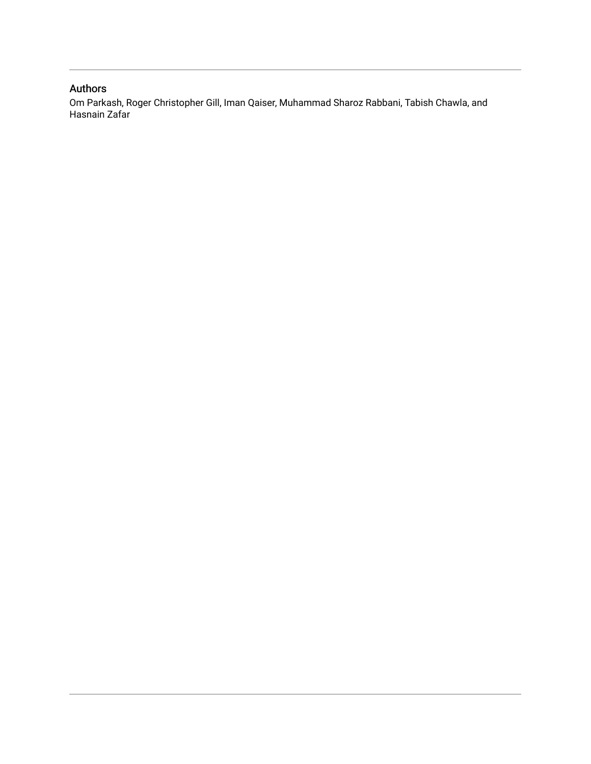## Authors

Om Parkash, Roger Christopher Gill, Iman Qaiser, Muhammad Sharoz Rabbani, Tabish Chawla, and Hasnain Zafar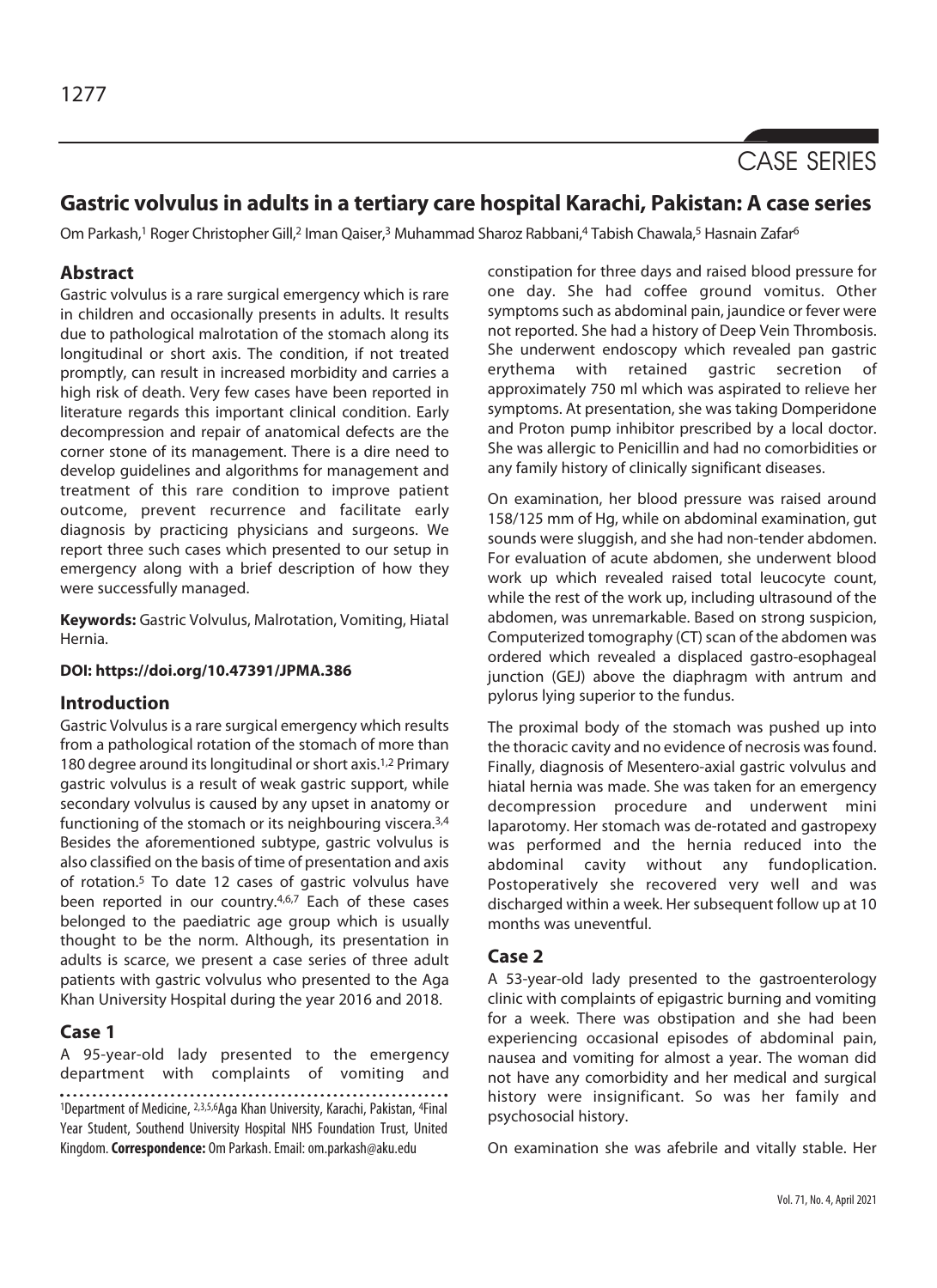CASE SERIES

# Gastric volvulus in adults in a tertiary care hospital Karachi, Pakistan: A case series

Om Parkash,[1] Roger Christopher Gill,[2] Iman Qaiser,[3] Muhammad Sharoz Rabbani,[4] Tabish Chawala,[5] Hasnain Zafar[6]

## Abstract

Gastric volvulus is a rare surgical emergency which is rare in children and occasionally presents in adults. It results due to pathological malrotation of the stomach along its longitudinal or short axis. The condition, if not treated promptly, can result in increased morbidity and carries a high risk of death. Very few cases have been reported in literature regards this important clinical condition. Early decompression and repair of anatomical defects are the corner stone of its management. There is a dire need to develop guidelines and algorithms for management and treatment of this rare condition to improve patient outcome, prevent recurrence and facilitate early diagnosis by practicing physicians and surgeons. We report three such cases which presented to our setup in emergency along with a brief description of how they were successfully managed.

**Keywords:** Gastric Volvulus, Malrotation, Vomiting, Hiatal Hernia.

**DOI: https://doi.org/10.47391/JPMA.386**

## Introduction

Gastric Volvulus is a rare surgical emergency which results from a pathological rotation of the stomach of more than 180 degree around its longitudinal or short axis.[1,2] Primary gastric volvulus is a result of weak gastric support, while secondary volvulus is caused by any upset in anatomy or functioning of the stomach or its neighbouring viscera.[3,4] Besides the aforementioned subtype, gastric volvulus is also classified on the basis of time of presentation and axis of rotation.[5] To date 12 cases of gastric volvulus have been reported in our country.[4,6,7] Each of these cases belonged to the paediatric age group which is usually thought to be the norm. Although, its presentation in adults is scarce, we present a case series of three adult patients with gastric volvulus who presented to the Aga Khan University Hospital during the year 2016 and 2018.

## Case 1

A 95-year-old lady presented to the emergency department with complaints of vomiting and constipation for three days and raised blood pressure for one day. She had coffee ground vomitus. Other symptoms such as abdominal pain, jaundice or fever were not reported. She had a history of Deep Vein Thrombosis. She underwent endoscopy which revealed pan gastric erythema with retained gastric secretion of approximately 750 ml which was aspirated to relieve her symptoms. At presentation, she was taking Domperidone and Proton pump inhibitor prescribed by a local doctor. She was allergic to Penicillin and had no comorbidities or any family history of clinically significant diseases.

On examination, her blood pressure was raised around 158/125 mm of Hg, while on abdominal examination, gut sounds were sluggish, and she had non-tender abdomen. For evaluation of acute abdomen, she underwent blood work up which revealed raised total leucocyte count, while the rest of the work up, including ultrasound of the abdomen, was unremarkable. Based on strong suspicion, Computerized tomography (CT) scan of the abdomen was ordered which revealed a displaced gastro-esophageal junction (GEJ) above the diaphragm with antrum and pylorus lying superior to the fundus.

The proximal body of the stomach was pushed up into the thoracic cavity and no evidence of necrosis was found. Finally, diagnosis of Mesentero-axial gastric volvulus and hiatal hernia was made. She was taken for an emergency decompression procedure and underwent mini laparotomy. Her stomach was de-rotated and gastropexy was performed and the hernia reduced into the abdominal cavity without any fundoplication. Postoperatively she recovered very well and was discharged within a week. Her subsequent follow up at 10 months was uneventful.

## Case 2

A 53-year-old lady presented to the gastroenterology clinic with complaints of epigastric burning and vomiting for a week. There was obstipation and she had been experiencing occasional episodes of abdominal pain, nausea and vomiting for almost a year. The woman did not have any comorbidity and her medical and surgical history were insignificant. So was her family and psychosocial history.

On examination she was afebrile and vitally stable. Her

---

[1]Department of Medicine, [2,3,5,6]Aga Khan University, Karachi, Pakistan, [4]Final Year Student, Southend University Hospital NHS Foundation Trust, United Kingdom. **Correspondence:** Om Parkash. Email: om.parkash@aku.edu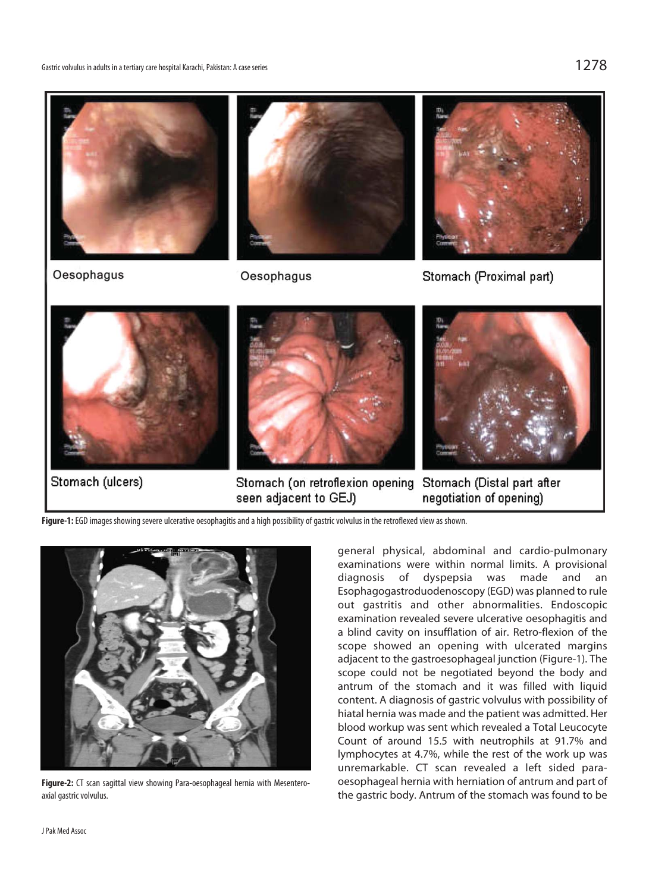Oesophagus

Oesophagus

Stomach (Proximal part)

Stomach (ulcers)

Stomach (on retroflexion opening seen adjacent to GEJ)

Stomach (Distal part after negotiation of opening)

**Figure-1:** EGD images showing severe ulcerative oesophagitis and a high possibility of gastric volvulus in the retroflexed view as shown.

**Figure-2:** CT scan sagittal view showing Para-oesophageal hernia with Mesentero-axial gastric volvulus.

general physical, abdominal and cardio-pulmonary examinations were within normal limits. A provisional diagnosis of dyspepsia was made and an Esophagogastroduodenoscopy (EGD) was planned to rule out gastritis and other abnormalities. Endoscopic examination revealed severe ulcerative oesophagitis and a blind cavity on insufflation of air. Retro-flexion of the scope showed an opening with ulcerated margins adjacent to the gastroesophageal junction (Figure-1). The scope could not be negotiated beyond the body and antrum of the stomach and it was filled with liquid content. A diagnosis of gastric volvulus with possibility of hiatal hernia was made and the patient was admitted. Her blood workup was sent which revealed a Total Leucocyte Count of around 15.5 with neutrophils at 91.7% and lymphocytes at 4.7%, while the rest of the work up was unremarkable. CT scan revealed a left sided para-oesophageal hernia with herniation of antrum and part of the gastric body. Antrum of the stomach was found to be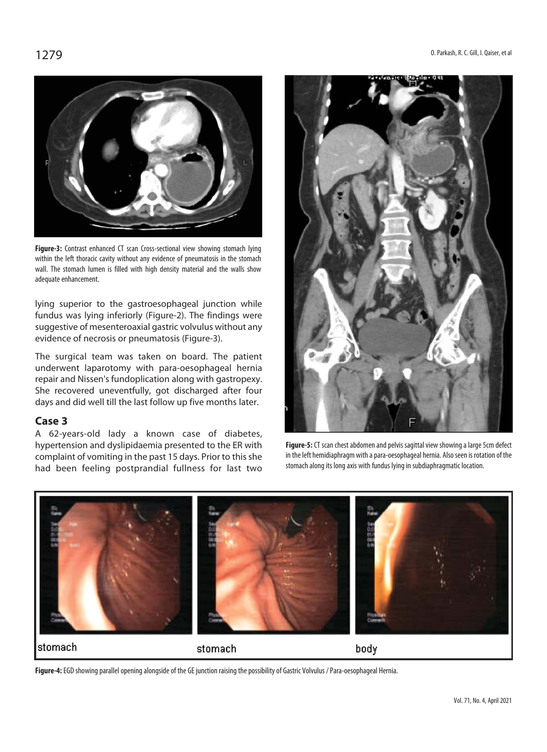**Figure-3:** Contrast enhanced CT scan Cross-sectional view showing stomach lying within the left thoracic cavity without any evidence of pneumatosis in the stomach wall. The stomach lumen is filled with high density material and the walls show adequate enhancement.

lying superior to the gastroesophageal junction while fundus was lying inferiorly (Figure-2). The findings were suggestive of mesenteroaxial gastric volvulus without any evidence of necrosis or pneumatosis (Figure-3).

The surgical team was taken on board. The patient underwent laparotomy with para-oesophageal hernia repair and Nissen's fundoplication along with gastropexy. She recovered uneventfully, got discharged after four days and did well till the last follow up five months later.

## Case 3

A 62-years-old lady a known case of diabetes, hypertension and dyslipidaemia presented to the ER with complaint of vomiting in the past 15 days. Prior to this she had been feeling postprandial fullness for last two

**Figure-5:** CT scan chest abdomen and pelvis sagittal view showing a large 5cm defect in the left hemidiaphragm with a para-oesophageal hernia. Also seen is rotation of the stomach along its long axis with fundus lying in subdiaphragmatic location.

stomach

stomach

body

**Figure-4:** EGD showing parallel opening alongside of the GE junction raising the possibility of Gastric Volvulus / Para-oesophageal Hernia.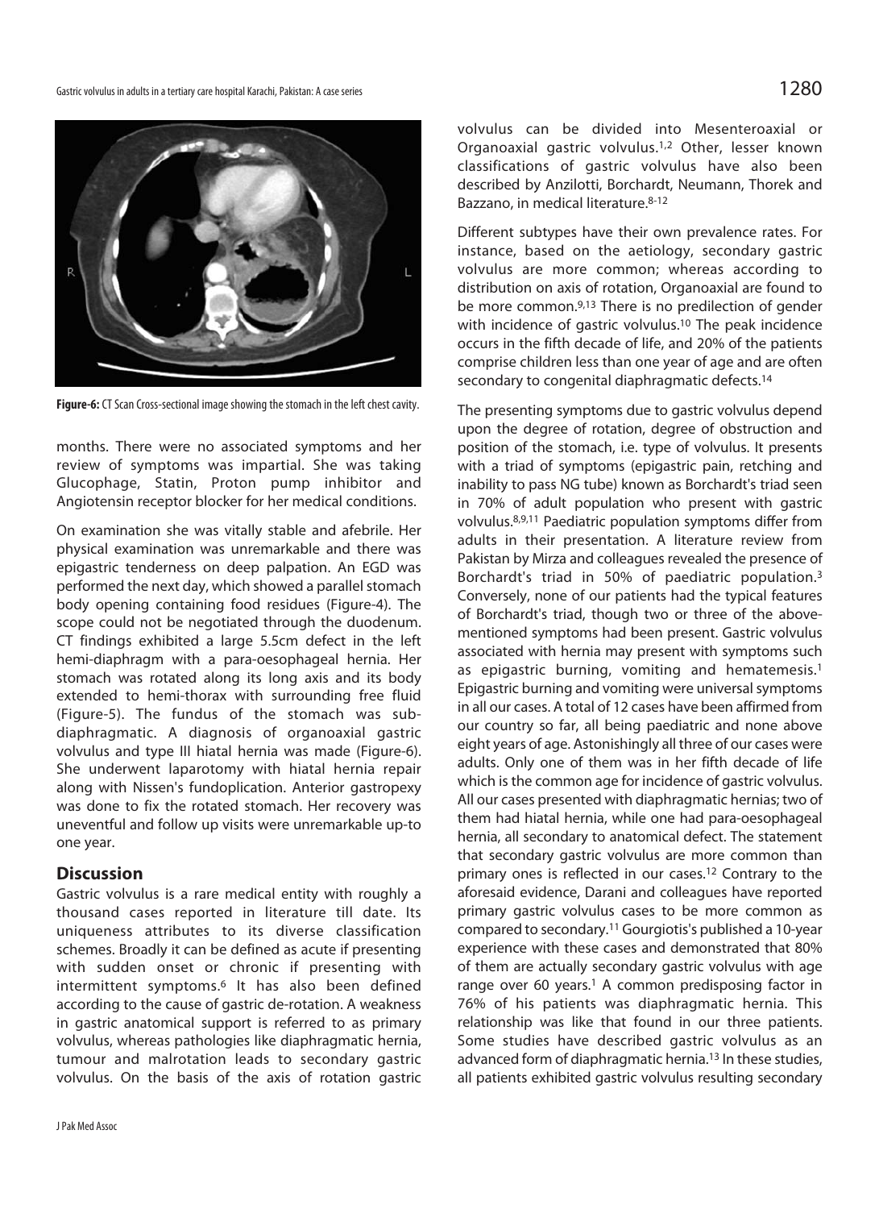Figure-6: CT Scan Cross-sectional image showing the stomach in the left chest cavity.

months. There were no associated symptoms and her review of symptoms was impartial. She was taking Glucophage, Statin, Proton pump inhibitor and Angiotensin receptor blocker for her medical conditions.

On examination she was vitally stable and afebrile. Her physical examination was unremarkable and there was epigastric tenderness on deep palpation. An EGD was performed the next day, which showed a parallel stomach body opening containing food residues (Figure-4). The scope could not be negotiated through the duodenum. CT findings exhibited a large 5.5cm defect in the left hemi-diaphragm with a para-oesophageal hernia. Her stomach was rotated along its long axis and its body extended to hemi-thorax with surrounding free fluid (Figure-5). The fundus of the stomach was sub-diaphragmatic. A diagnosis of organoaxial gastric volvulus and type III hiatal hernia was made (Figure-6). She underwent laparotomy with hiatal hernia repair along with Nissen's fundoplication. Anterior gastropexy was done to fix the rotated stomach. Her recovery was uneventful and follow up visits were unremarkable up-to one year.

## Discussion

Gastric volvulus is a rare medical entity with roughly a thousand cases reported in literature till date. Its uniqueness attributes to its diverse classification schemes. Broadly it can be defined as acute if presenting with sudden onset or chronic if presenting with intermittent symptoms.[6] It has also been defined according to the cause of gastric de-rotation. A weakness in gastric anatomical support is referred to as primary volvulus, whereas pathologies like diaphragmatic hernia, tumour and malrotation leads to secondary gastric volvulus. On the basis of the axis of rotation gastric volvulus can be divided into Mesenteroaxial or Organoaxial gastric volvulus.[1,2] Other, lesser known classifications of gastric volvulus have also been described by Anzilotti, Borchardt, Neumann, Thorek and Bazzano, in medical literature.[8-12]

Different subtypes have their own prevalence rates. For instance, based on the aetiology, secondary gastric volvulus are more common; whereas according to distribution on axis of rotation, Organoaxial are found to be more common.[9,13] There is no predilection of gender with incidence of gastric volvulus.[10] The peak incidence occurs in the fifth decade of life, and 20% of the patients comprise children less than one year of age and are often secondary to congenital diaphragmatic defects.[14]

The presenting symptoms due to gastric volvulus depend upon the degree of rotation, degree of obstruction and position of the stomach, i.e. type of volvulus. It presents with a triad of symptoms (epigastric pain, retching and inability to pass NG tube) known as Borchardt's triad seen in 70% of adult population who present with gastric volvulus.[8,9,11] Paediatric population symptoms differ from adults in their presentation. A literature review from Pakistan by Mirza and colleagues revealed the presence of Borchardt's triad in 50% of paediatric population.[3] Conversely, none of our patients had the typical features of Borchardt's triad, though two or three of the above-mentioned symptoms had been present. Gastric volvulus associated with hernia may present with symptoms such as epigastric burning, vomiting and hematemesis.[1] Epigastric burning and vomiting were universal symptoms in all our cases. A total of 12 cases have been affirmed from our country so far, all being paediatric and none above eight years of age. Astonishingly all three of our cases were adults. Only one of them was in her fifth decade of life which is the common age for incidence of gastric volvulus. All our cases presented with diaphragmatic hernias; two of them had hiatal hernia, while one had para-oesophageal hernia, all secondary to anatomical defect. The statement that secondary gastric volvulus are more common than primary ones is reflected in our cases.[12] Contrary to the aforesaid evidence, Darani and colleagues have reported primary gastric volvulus cases to be more common as compared to secondary.[11] Gourgiotis's published a 10-year experience with these cases and demonstrated that 80% of them are actually secondary gastric volvulus with age range over 60 years.[1] A common predisposing factor in 76% of his patients was diaphragmatic hernia. This relationship was like that found in our three patients. Some studies have described gastric volvulus as an advanced form of diaphragmatic hernia.[13] In these studies, all patients exhibited gastric volvulus resulting secondary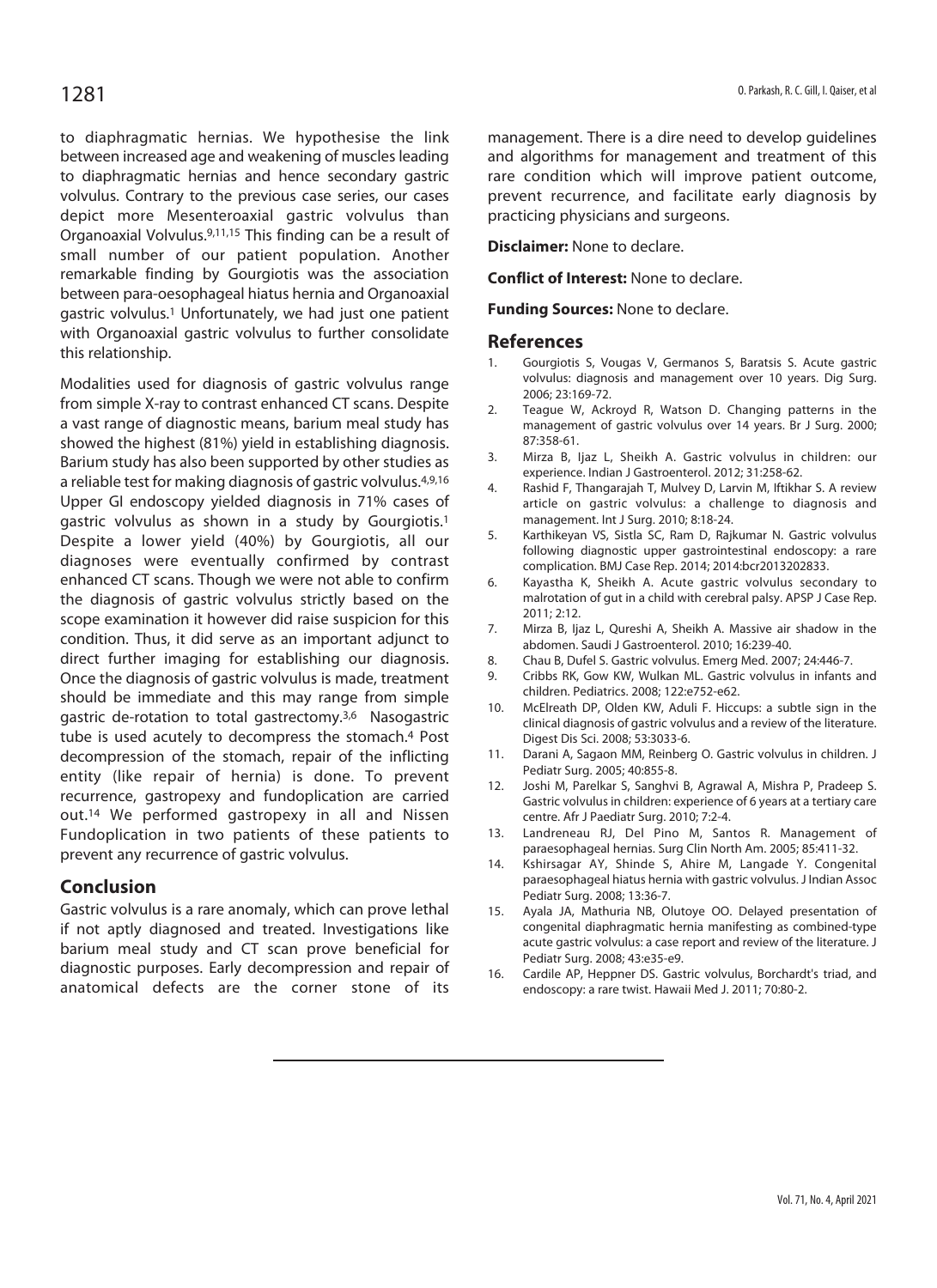to diaphragmatic hernias. We hypothesise the link between increased age and weakening of muscles leading to diaphragmatic hernias and hence secondary gastric volvulus. Contrary to the previous case series, our cases depict more Mesenteroaxial gastric volvulus than Organoaxial Volvulus.[9,11,15] This finding can be a result of small number of our patient population. Another remarkable finding by Gourgiotis was the association between para-oesophageal hiatus hernia and Organoaxial gastric volvulus.[1] Unfortunately, we had just one patient with Organoaxial gastric volvulus to further consolidate this relationship.

Modalities used for diagnosis of gastric volvulus range from simple X-ray to contrast enhanced CT scans. Despite a vast range of diagnostic means, barium meal study has showed the highest (81%) yield in establishing diagnosis. Barium study has also been supported by other studies as a reliable test for making diagnosis of gastric volvulus.[4,9,16] Upper GI endoscopy yielded diagnosis in 71% cases of gastric volvulus as shown in a study by Gourgiotis.[1] Despite a lower yield (40%) by Gourgiotis, all our diagnoses were eventually confirmed by contrast enhanced CT scans. Though we were not able to confirm the diagnosis of gastric volvulus strictly based on the scope examination it however did raise suspicion for this condition. Thus, it did serve as an important adjunct to direct further imaging for establishing our diagnosis. Once the diagnosis of gastric volvulus is made, treatment should be immediate and this may range from simple gastric de-rotation to total gastrectomy.[3,6] Nasogastric tube is used acutely to decompress the stomach.[4] Post decompression of the stomach, repair of the inflicting entity (like repair of hernia) is done. To prevent recurrence, gastropexy and fundoplication are carried out.[14] We performed gastropexy in all and Nissen Fundoplication in two patients of these patients to prevent any recurrence of gastric volvulus.

## Conclusion

Gastric volvulus is a rare anomaly, which can prove lethal if not aptly diagnosed and treated. Investigations like barium meal study and CT scan prove beneficial for diagnostic purposes. Early decompression and repair of anatomical defects are the corner stone of its management. There is a dire need to develop guidelines and algorithms for management and treatment of this rare condition which will improve patient outcome, prevent recurrence, and facilitate early diagnosis by practicing physicians and surgeons.

**Disclaimer:** None to declare.

**Conflict of Interest:** None to declare.

**Funding Sources:** None to declare.

## References

1. Gourgiotis S, Vougas V, Germanos S, Baratsis S. Acute gastric volvulus: diagnosis and management over 10 years. Dig Surg. 2006; 23:169-72.
2. Teague W, Ackroyd R, Watson D. Changing patterns in the management of gastric volvulus over 14 years. Br J Surg. 2000; 87:358-61.
3. Mirza B, Ijaz L, Sheikh A. Gastric volvulus in children: our experience. Indian J Gastroenterol. 2012; 31:258-62.
4. Rashid F, Thangarajah T, Mulvey D, Larvin M, Iftikhar S. A review article on gastric volvulus: a challenge to diagnosis and management. Int J Surg. 2010; 8:18-24.
5. Karthikeyan VS, Sistla SC, Ram D, Rajkumar N. Gastric volvulus following diagnostic upper gastrointestinal endoscopy: a rare complication. BMJ Case Rep. 2014; 2014:bcr2013202833.
6. Kayastha K, Sheikh A. Acute gastric volvulus secondary to malrotation of gut in a child with cerebral palsy. APSP J Case Rep. 2011; 2:12.
7. Mirza B, Ijaz L, Qureshi A, Sheikh A. Massive air shadow in the abdomen. Saudi J Gastroenterol. 2010; 16:239-40.
8. Chau B, Dufel S. Gastric volvulus. Emerg Med. 2007; 24:446-7.
9. Cribbs RK, Gow KW, Wulkan ML. Gastric volvulus in infants and children. Pediatrics. 2008; 122:e752-e62.
10. McElreath DP, Olden KW, Aduli F. Hiccups: a subtle sign in the clinical diagnosis of gastric volvulus and a review of the literature. Digest Dis Sci. 2008; 53:3033-6.
11. Darani A, Sagaon MM, Reinberg O. Gastric volvulus in children. J Pediatr Surg. 2005; 40:855-8.
12. Joshi M, Parelkar S, Sanghvi B, Agrawal A, Mishra P, Pradeep S. Gastric volvulus in children: experience of 6 years at a tertiary care centre. Afr J Paediatr Surg. 2010; 7:2-4.
13. Landreneau RJ, Del Pino M, Santos R. Management of paraesophageal hernias. Surg Clin North Am. 2005; 85:411-32.
14. Kshirsagar AY, Shinde S, Ahire M, Langade Y. Congenital paraesophageal hiatus hernia with gastric volvulus. J Indian Assoc Pediatr Surg. 2008; 13:36-7.
15. Ayala JA, Mathuria NB, Olutoye OO. Delayed presentation of congenital diaphragmatic hernia manifesting as combined-type acute gastric volvulus: a case report and review of the literature. J Pediatr Surg. 2008; 43:e35-e9.
16. Cardile AP, Heppner DS. Gastric volvulus, Borchardt's triad, and endoscopy: a rare twist. Hawaii Med J. 2011; 70:80-2.